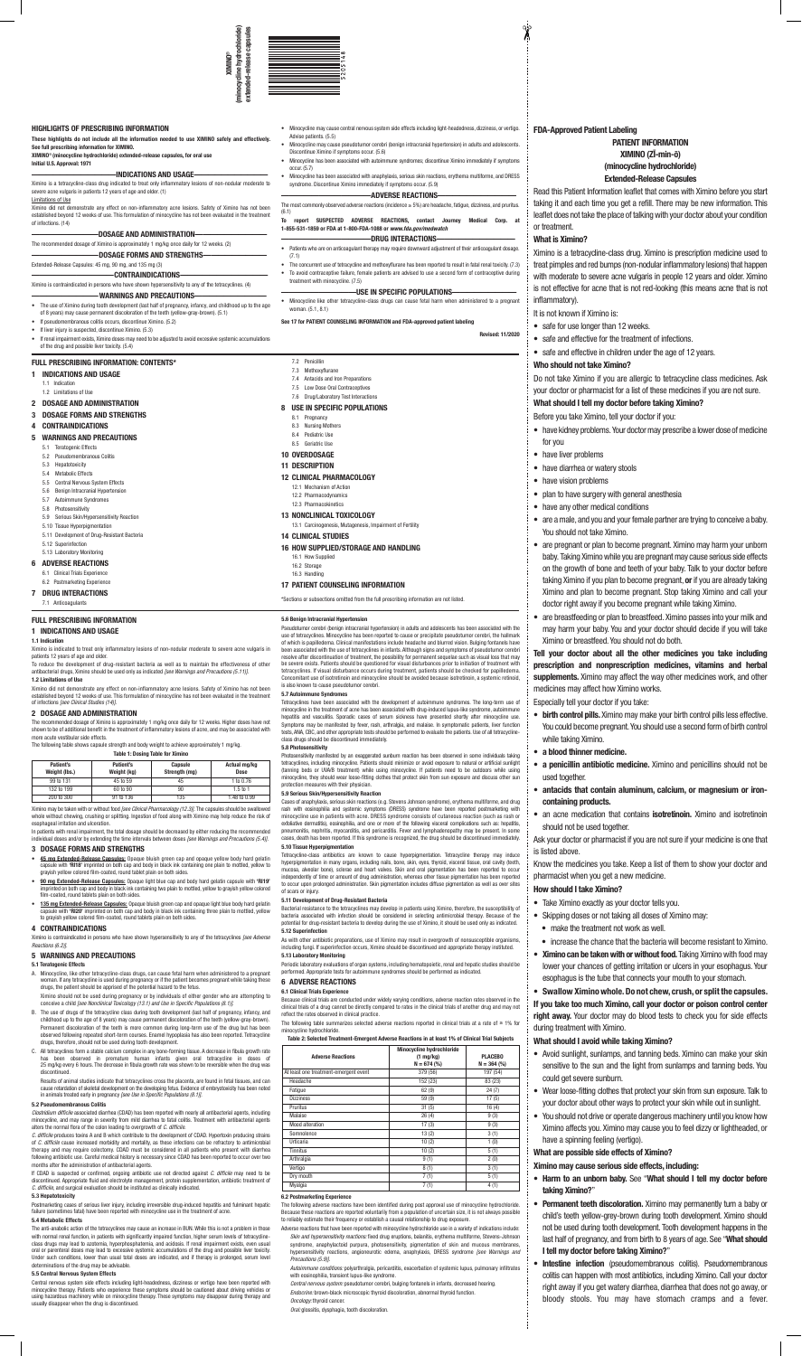#### **HIGHLIGHTS OF PRESCRIBING INFORMATION**

**These highlights do not include all the information needed to use XIMINO safely and effectively. See full prescribing information for XIMINO.**

**XIMINO**® **(minocycline hydrochloride) extended-release capsules, for oral use**

## **Initial U.S. Approval: 1971**

### **————————————INDICATIONS AND USAGE———————————**

Ximino is a tetracycline-class drug indicated to treat only inflammatory lesions of non-nodular moderate to severe acne vulgaris in patients 12 years of age and older. (1)

#### Limitations of Use

Ximino is contraindicated in persons who have shown hypersensitivity to any of the tetracyclines. (4)  $-$  WARNINGS AND PRECAUTIONS-

Ximino did not demonstrate any effect on non-inflammatory acne lesions. Safety of Ximino has not been established beyond 12 weeks of use. This formulation of minocycline has not been evaluated in the treatment of infections. (14)

## **—————————DOSAGE AND ADMINISTRATION——————————**

The recommended dosage of Ximino is approximately 1 mg/kg once daily for 12 weeks. (2) **—————————DOSAGE FORMS AND STRENGTHS—————————**

# Extended-Release Capsules: 45 mg, 90 mg, and 135 mg (3)

# **———————————CONTRAINDICATIONS————————————**

- The use of Ximino during tooth development (last half of pregnancy, infancy, and childhood up to the age of 8 years) may cause permanent discoloration of the teeth (yellow-gray-brown). (5.1)
- If pseudomembranous colitis occurs, discontinue Ximino. (5.2)
- If liver injury is suspected, discontinue Ximino. (5.3)
- If renal impairment exists, Ximino doses may need to be adjusted to avoid excessive systemic accumulations of the drug and possible liver toxicity. (5.4)

# **FULL PRESCRIBING INFORMATION: CONTENTS\***

## **1 INDICATIONS AND USAGE**

**Table 1: Dosing Table for Ximino Patient's Weight (lbs.) Patient's Weight (kg) Capsule Strength (mg) Actual mg/kg Dose** 99 to 131 45 to 59 45 1 to 0.76 132 to 199 | 60 to 90 | 90 | 1.5 to 1 200 to 300 1 91 to 136 1 35 1.48 to 0.99

- 1.1 Indication
- 1.2 Limitations of Use
- **2 DOSAGE AND ADMINISTRATION**

## **3 DOSAGE FORMS AND STRENGTHS**

## **4 CONTRAINDICATIONS**

## **5 WARNINGS AND PRECAUTIONS**

- 5.1 Teratogenic Effects
- 5.2 Pseudomembranous Colitis
- 5.3 Hepatotoxicity
- 5.4 Metabolic Effects
- 5.5 Central Nervous System Effects
- 5.6 Benign Intracranial Hypertension
- 5.7 Autoimmune Syndromes
- 5.8 Photosensitivity
- 5.9 Serious Skin/Hypersensitivity Reaction
- 5.10 Tissue Hyperpigmentation
- 5.11 Development of Drug-Resistant Bacteria
- 5.12 Superinfection 5.13 Laboratory Monitoring

## **6 ADVERSE REACTIONS**

- 6.1 Clinical Trials Experience
- 6.2 Postmarketing Experience
- **7 DRUG INTERACTIONS**
- 7.1 Anticoagulants

## **FULL PRESCRIBING INFORMATION**

## **1 INDICATIONS AND USAGE**

#### **1.1 Indication**

Ximino is indicated to treat only inflammatory lesions of non-nodular moderate to severe acne vulgaris in patients 12 years of age and older.

To reduce the development of drug-resistant bacteria as well as to maintain the effectiveness of other antibacterial drugs, Ximino should be used only as indicated *[see Warnings and Precautions (5.11)]*. **1.2 Limitations of Use**

Ximino did not demonstrate any effect on non-inflammatory acne lesions. Safety of Ximino has not been established beyond 12 weeks of use. This formulation of minocycline has not been evaluated in the treatment of infections *[see Clinical Studies (14)]*.

## **2 DOSAGE AND ADMINISTRATION**

The recommended dosage of Ximino is approximately 1 mg/kg once daily for 12 weeks. Higher doses have not shown to be of additional benefit in the treatment of inflammatory lesions of acne, and may be associated with more acute vestibular side effects.

The following table shows capsule strength and body weight to achieve approximately 1 mg/kg.

In patients with renal impairment, the total dosage should be decreased by either reducing the recom individual doses and/or by extending the time intervals between doses *[see Warnings and Precautions (5.4)]*.

- Minocycline may cause central nervous system side effects including light-headedness, dizziness, or vertigo. Advise patients. (5.5)
- Minocycline may cause pseudotumor cerebri (benign intracranial hypertension) in adults and adolescents. Discontinue Ximino if symptoms occur. (5.6)
- Minocycline has been associated with autoimmune syndromes; discontinue Ximino immediately if symptoms occur. (5.7)
- Minocycline has been associated with anaphylaxis, serious skin reactions, erythema multiforme, and DRESS syndrome. Discontinue Ximino immediately if symptoms occur. (5.9)

## **-ADVERSE REACTIONS-**

A. Minocycline, like other tetracycline-class drugs, can cause fetal harm when administered to a pregnan woman. If any tetracycline is used during pregnancy or if the patient becomes pregnant while taking these drugs, the patient should be apprised of the potential hazard to the fetus.

Ximino should not be used during pregnancy or by individuals of either gender who are attempting to<br>conceive a child *[see Nonclinical Toxicology (13.1) and Use in Specific Populations (8.1)].* 

The most commonly observed adverse reactions (incidence ≥ 5%) are headache, fatigue, dizziness, and pruritus. (6.1)

## **To report SUSPECTED ADVERSE REACTIONS, contact Journey Medical Corp. at 1-855-531-1859 or FDA at 1-800-FDA-1088 or** *www.fda.gov/medwatch*

**————————————DRUG INTERACTIONS———————————**

• Patients who are on anticoagulant therapy may require downward adjustment of their anticoagulant dosage. (7.1)

Results of animal studies indicate that tetracyclines cross the placenta, are found in fetal tissues, and can cause retardation of skeletal development on the developing fetus. Evidence of embryotoxicity has been noted<br>in animals treated early in pregnancy *[see Use in Specific Populations (8.1)]*.

- The concurrent use of tetracycline and methoxyflurane has been reported to result in fatal renal toxicity. (7.3) • To avoid contraceptive failure, female patients are advised to use a second form of contraceptive during treatment with minocycline. (7.5)
- **——————————USE IN SPECIFIC POPULATIONS—————————**
- Minocycline like other tetracycline-class drugs can cause fetal harm when administered to a pregnant woman. (5.1, 8.1)

*C. difficile* produces toxins A and B which contribute to the development of CDAD. Hypertoxin producing strains of *C. difficile* cause increased morbidity and mortality, as these infections can be refractory to antimicrobial therapy and may require colectomy. CDAD must be considered in all patients who present with diarrhea following antibiotic use. Careful medical history is necessary since CDAD has been reported to occur over two months after the administration of antibacterial agents.

#### **See 17 for PATIENT COUNSELING INFORMATION and FDA-approved patient labeling**

**Revised: 11/2020**

7.2 Penicillin 7.3 Methoxyflurane 7.4 Antacids and Iron Preparations 7.5 Low Dose Oral Contraceptives 7.6 Drug/Laboratory Test Interaction **8 USE IN SPECIFIC POPULATIONS**

8.1 Pregnancy 8.3 Nursing Mothers 8.4 Pediatric Use 8.5 Geriatric Use **10 OVERDOSAGE 11 DESCRIPTION**

Postmarketing cases of serious liver injury, including irreversible drug-induced hepatitis and fulminant hepatic failure (sometimes fatal) have been reported with minocycline use in the treatment of acne

**12 CLINICAL PHARMACOLOGY** 12.1 Mechanism of Action 12.2 Pharmacodynamics 12.3 Pharmacokinetics **13 NONCLINICAL TOXICOLOGY**

13.1 Carcinogenesis, Mutagenesis, Impairment of Fertility

**14 CLINICAL STUDIES**

**16 HOW SUPPLIED/STORAGE AND HANDLING**

16.1 How Supplied 16.2 Storage 16.3 Handling

**17 PATIENT COUNSELING INFORMATION**

\*Sections or subsections omitted from the full prescribing information are not listed.

Central nervous system side effects including light-headedness, dizziness or vertigo have been reported with<br>minocycline therapy. Patients who experience these symptoms should be cautioned about driving vehicles or<br>using h usually disappear when the drug is discontinued.

| <b>Adverse Reactions</b>              | <b>Minocycline hydrochloride</b><br>$(1 \text{ mg/kg})$<br>$N = 674$ (%) | <b>PLACEBO</b><br>$N = 364$ (%) |
|---------------------------------------|--------------------------------------------------------------------------|---------------------------------|
| At least one treatment-emergent event | 379 (56)                                                                 | 197 (54)                        |
| Headache                              | 152 (23)                                                                 | 83 (23)                         |
| Fatigue                               | 62(9)                                                                    | 24(7)                           |
| <b>Dizziness</b>                      | 59 (9)                                                                   | 17(5)                           |
| Pruritus                              | 31(5)                                                                    | 16(4)                           |
| Malaise                               | 26(4)                                                                    | 9(3)                            |
| Mood alteration                       | 17(3)                                                                    | 9(3)                            |
| Somnolence                            | 13(2)                                                                    | 3(1)                            |
| Urticaria                             | 10(2)                                                                    | 1(0)                            |
| Tinnitus                              | 10(2)                                                                    | 5(1)                            |
| Arthralgia                            | 9(1)                                                                     | 2(0)                            |
| Vertigo                               | 8(1)                                                                     | 3(1)                            |
| Dry mouth                             | 7(1)                                                                     | 5(1)                            |
| Myalgia                               | 7(1)                                                                     | 4(1)                            |

Ximino may be taken with or without food *[see Clinical Pharmacology (12.3)].* The capsules should be swallowed whole without chewing, crushing or splitting. Ingestion of food along with Ximino may help reduce the risk of esophageal irritation and ulceration.

## **3 DOSAGE FORMS AND STRENGTHS**

Photosensitivity manifested by an exaggerated sunburn reaction has been observed in some individuals taking tetracyclines, including minocycline. Patients should minimize or avoid exposure to natural or artificial sunlight (tanning beds or UVA/B treatment) while using minocycline. If patients need to be outdoors while using minocycline, they should wear loose-fitting clothes that protect skin from sun exposure and discuss other sun

Tetracycline-class antibiotics are known to cause hyperpigmentation. Tetracycline therapy may induce hyperpigmentation in many organs, including nails, bone, skin, eyes, thyroid, visceral tissue, oral cavity (teeth,<br>mucosa, alveolar bone), sclerae and heart valves. Skin and oral pigmentation has been reported to occur<br>ind

imprinted on both cap and body in black ink containing two plain to mottled, yellow to grayish yellow colored film-coated, round tablets plain on both sides.

**• 135 mg Extended-Release Capsules:** Opaque bluish green cap and opaque light blue body hard gelatin capsule with **'RI20'** imprinted on both cap and body in black ink containing three plain to mottled, yellow to grayish yellow colored film-coated, round tablets plain on both sides.

## **4 CONTRAINDICATIONS**

Ximino is contraindicated in persons who have shown hypersensitivity to any of the tetracyclines *[see Adverse Reactions (6.2)]*.

## **5 WARNINGS AND PRECAUTIONS**

## **5.1 Teratogenic Effects**

As with other antibiotic preparations, use of Ximino may result in overgrowth of nonsusceptible organisms including fungi. If superinfection occurs, Ximino should be discontinued and appropriate therapy instituted.

B. The use of drugs of the tetracycline class during tooth development (last half of pregnancy, infancy, and childhood up to the age of 8 years) may cause permanent discoloration of the teeth (yellow-gray-brown).

> *Autoimmune conditions:* polyarthralgia, pericarditis, exacerbation of systemic lupus, pulmonary infiltrates with eosinophilia, transient lupus-like syndrome.

Permanent discoloration of the teeth is more common during long-term use of the drug but has been observed following repeated short-term courses. Enamel hypoplasia has also been reported. Tetracycline drugs, therefore, should not be used during tooth development.

C. All tetracyclines form a stable calcium complex in any bone-forming tissue. A decrease in fibula growth rate has been observed in premature human infants given oral tetracycline in doses of 25 mg/kg every 6 hours. The decrease in fibula growth rate was shown to be reversible when the drug was discontinued.

### **5.2 Pseudomembranous Colitis**

*Clostridium difficile* associated diarrhea (CDAD) has been reported with nearly all antibacterial agents, including minocycline, and may range in severity from mild diarrhea to fatal colitis. Treatment with antibacterial agents alters the normal flora of the colon leading to overgrowth of *C. difficile.*

If CDAD is suspected or confirmed, ongoing antibiotic use not directed against *C. difficile* may need to be discontinued. Appropriate fluid and electrolyte management, protein supplementation, antibiotic treatment of *C. difficile*, and surgical evaluation should be instituted as clinically indicated.

## **5.3 Hepatotoxicity**

### **5.4 Metabolic Effects**

- **• 45 mg Extended-Release Capsules:** Opaque bluish green cap and opaque yellow body hard gelatin capsule with **'RI18'** imprinted on both cap and body in black ink containing one plain to mottled, yellow to grayish yellow colored film-coated, round tablet plain on both sides.
- **• 90 mg Extended-Release Capsules:** Opaque light blue cap and body hard gelatin capsule with **'RI19'**  to occur upon prolonged administration. Skin pigmentation includes diffuse pigmentation as well as over sites

The anti-anabolic action of the tetracyclines may cause an increase in BUN. While this is not a problem in those with normal renal function, in patients with significantly impaired function, higher serum levels of tetracyclineclass drugs may lead to azotemia, hyperphosphatemia, and acidosis. If renal impairment exists, even usual oral or parenteral doses may lead to excessive systemic accumulations of the drug and possible liver toxicity. Under such conditions, lower than usual total doses are indicated, and if therapy is prolonged, serum level determinations of the drug may be advisable.

### **5.5 Central Nervous System Effects**

**5.6 Benign Intracranial Hypertension**

Pseudotumor cerebri (benign intracranial hypertension) in adults and adolescents has been associated with the use of tetracyclines. Minocycline has been reported to cause or precipitate pseudotumor cerebri, the hallmark of which is papilledema. Clinical manifestations include headache and blurred vision. Bulging fontanels have been associated with the use of tetracyclines in infants. Although signs and symptoms of pseudotumor cerebri resolve after discontinuation of treatment, the possibility for permanent sequelae such as visual loss that may be severe exists. Patients should be questioned for visual disturbances prior to initiation of treatment with tetracyclines. If visual disturbance occurs during treatment, patients should be checked for papilledema. Concomitant use of isotretinoin and minocycline should be avoided because isotretinoin, a systemic retinoid,

is also known to cause pseudotumor cerebri. **5.7 Autoimmune Syndromes**

Tetracyclines have been associated with the development of autoimmune syndromes. The long-term use of minocycline in the treatment of acne has been associated with drug-induced lupus-like syndrome, auto hepatitis and vasculitis. Sporadic cases of serum sickness have presented shortly after minocycline use Symptoms may be manifested by fever, rash, arthralgia, and malaise. In symptomatic patients, liver function tests, ANA, CBC, and other appropriate tests should be performed to evaluate the patients. Use of all tetracycline-

class drugs should be discontinued immediately.

**5.8 Photosensitivity**

protection measures with their physician. **5.9 Serious Skin/Hypersensitivity Reaction**

Cases of anaphylaxis, serious skin reactions (e.g. Stevens Johnson syndrome), erythema multiforme, and drug rash with eosinophilia and systemic symptoms (DRESS) syndrome have been reported postmarketing with minocycline use in patients with acne. DRESS syndrome consists of cutaneous reaction (such as rash or exfoliative dermatitis), eosinophilia, and one or more of the following visceral complications such as: hepatitis pneumonitis, nephritis, myocarditis, and pericarditis. Fever and lymphadenopathy may be present. In some cases, death has been reported. If this syndrome is recognized, the drug should be discontinued immediately.

**5.10 Tissue Hyperpigmentation**

of scars or injury.

## **5.11 Development of Drug-Resistant Bacteria**

Bacterial resistance to the tetracyclines may develop in patients using Ximino, therefore, the susceptibility of bacteria associated with infection should be considered in selecting antimicrobial therapy. Because of the potential for drug-resistant bacteria to develop during the use of Ximino, it should be used only as indicated.

### **5.12 Superinfection**

## **5.13 Laboratory Monitoring**

Periodic laboratory evaluations of organ systems, including hematopoietic, renal and hepatic studies should be performed. Appropriate tests for autoimmune syndromes should be performed as indicated.

## **6 ADVERSE REACTIONS**

## **6.1 Clinical Trials Experience**

Because clinical trials are conducted under widely varying conditions, adverse reaction rates observed in the clinical trials of a drug cannot be directly compared to rates in the clinical trials of another drug and may not reflect the rates observed in clinical practice.

The following table summarizes selected adverse reactions reported in clinical trials at a rate of ≥ 1% for minocycline hydrochloride.

## **Table 2: Selected Treatment-Emergent Adverse Reactions in at least 1% of Clinical Trial Subjects**

### **6.2 Postmarketing Experience**

The following adverse reactions have been identified during post approval use of minocycline hydrochloride. Because these reactions are reported voluntarily from a population of uncertain size, it is not always possible to reliably estimate their frequency or establish a causal relationship to drug exposure.

Adverse reactions that have been reported with minocycline hydrochloride use in a variety of indications include: *Skin and hypersensitivity reactions:* fixed drug eruptions, balanitis, erythema multiforme, Stevens-Johnson syndrome, anaphylactoid purpura, photosensitivity, pigmentation of skin and mucous membranes hypersensitivity reactions, angioneurotic edema, anaphylaxis, DRESS syndrome *[see Warnings and Precautions (5.9)].*

*Central nervous system:* pseudotumor cerebri, bulging fontanels in infants, decreased hearing. *Endocrine:* brown-black microscopic thyroid discoloration, abnormal thyroid function.

*Oncology:* thyroid cancer.

*Oral:* glossitis, dysphagia, tooth discoloration.



**FDA-Approved Patient Labeling**

**PATIENT INFORMATION XIMINO (ZĪ-min-ō) (minocycline hydrochloride) Extended-Release Capsules** Read this Patient Information leaflet that comes with Ximino before you start taking it and each time you get a refill. There may be new information. This leaflet does not take the place of talking with your doctor about your condition

or treatment. **What is Ximino?**

Ximino is a tetracycline-class drug. Ximino is prescription medicine used to treat pimples and red bumps (non-nodular inflammatory lesions) that happen with moderate to severe acne vulgaris in people 12 years and older. Ximino is not effective for acne that is not red-looking (this means acne that is not

inflammatory).

It is not known if Ximino is:

• safe for use longer than 12 weeks.

• safe and effective for the treatment of infections.

- 
- safe and effective in children under the age of 12 years.

## **Who should not take Ximino?**

Do not take Ximino if you are allergic to tetracycline class medicines. Ask your doctor or pharmacist for a list of these medicines if you are not sure.

## **What should I tell my doctor before taking Ximino?**

Before you take Ximino, tell your doctor if you:

- have kidney problems. Your doctor may prescribe a lower dose of medicine for you
- have liver problems
- have diarrhea or watery stools
- have vision problems
- plan to have surgery with general anesthesia
- have any other medical conditions
- are a male, and you and your female partner are trying to conceive a baby. You should not take Ximino.
- are pregnant or plan to become pregnant. Ximino may harm your unborn baby. Taking Ximino while you are pregnant may cause serious side effects on the growth of bone and teeth of your baby. Talk to your doctor before taking Ximino if you plan to become pregnant, **or** if you are already taking Ximino and plan to become pregnant. Stop taking Ximino and call your doctor right away if you become pregnant while taking Ximino.
- are breastfeeding or plan to breastfeed. Ximino passes into your milk and may harm your baby. You and your doctor should decide if you will take Ximino or breastfeed. You should not do both.

**Tell your doctor about all the other medicines you take including prescription and nonprescription medicines, vitamins and herbal supplements.** Ximino may affect the way other medicines work, and other medicines may affect how Ximino works.

- Especially tell your doctor if you take:
- **• birth control pills.** Ximino may make your birth control pills less effective. You could become pregnant. You should use a second form of birth control while taking Ximino.
- **• a blood thinner medicine.**
- **• a penicillin antibiotic medicine.** Ximino and penicillins should not be used together.
- **• antacids that contain aluminum, calcium, or magnesium or ironcontaining products.**
- an acne medication that contains **isotretinoin.** Ximino and isotretinoin should not be used together.

Ask your doctor or pharmacist if you are not sure if your medicine is one that is listed above.

- Know the medicines you take. Keep a list of them to show your doctor and pharmacist when you get a new medicine.
- 

## **How should I take Ximino?**

- Take Ximino exactly as your doctor tells you.
- Skipping doses or not taking all doses of Ximino may:
- make the treatment not work as well.
- increase the chance that the bacteria will become resistant to Ximino.
- **• Ximino can be taken with or without food.** Taking Ximino with food may lower your chances of getting irritation or ulcers in your esophagus. Your esophagus is the tube that connects your mouth to your stomach.

# **• Swallow Ximino whole. Do not chew, crush, or split the capsules. If you take too much Ximino, call your doctor or poison control center right away.** Your doctor may do blood tests to check you for side effects during treatment with Ximino.

# **What should I avoid while taking Ximino?**

- Avoid sunlight, sunlamps, and tanning beds. Ximino can make your skin sensitive to the sun and the light from sunlamps and tanning beds. You could get severe sunburn.
- Wear loose-fitting clothes that protect your skin from sun exposure. Talk to your doctor about other ways to protect your skin while out in sunlight.
- You should not drive or operate dangerous machinery until you know how Ximino affects you. Ximino may cause you to feel dizzy or lightheaded, or have a spinning feeling (vertigo).

# **What are possible side effects of Ximino?**

# **Ximino may cause serious side effects, including:**

- **• Harm to an unborn baby.** See "**What should I tell my doctor before taking Ximino?**"
- **• Permanent teeth discoloration.** Ximino may permanently turn a baby or child's teeth yellow-grey-brown during tooth development. Ximino should not be used during tooth development. Tooth development happens in the last half of pregnancy, and from birth to 8 years of age. See "**What should I tell my doctor before taking Ximino?**"
- **Intestine infection** (pseudomembranous colitis). Pseudomembranous colitis can happen with most antibiotics, including Ximino. Call your doctor right away if you get watery diarrhea, diarrhea that does not go away, or bloody stools. You may have stomach cramps and a fever.